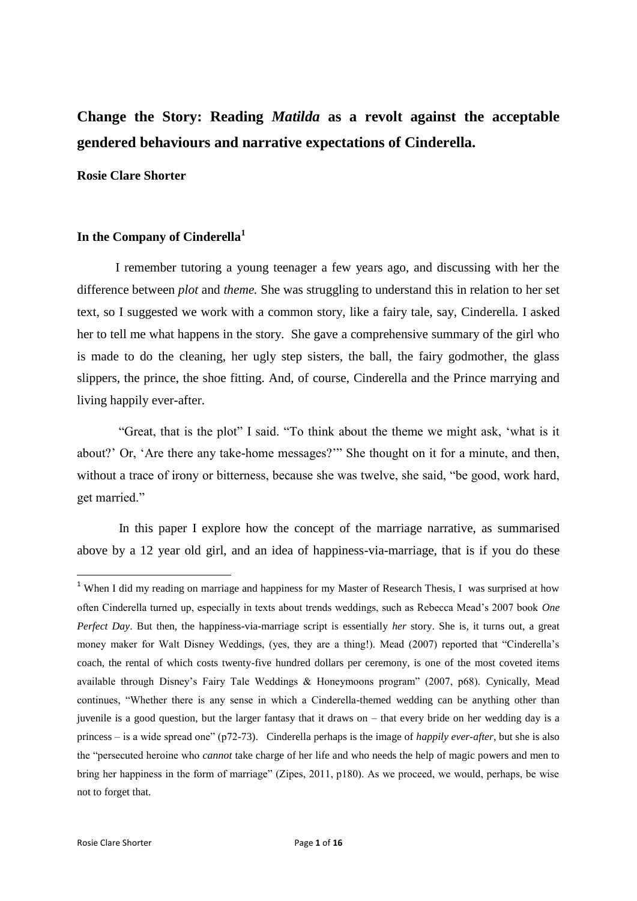# Change the Story: Reading *Matilda* as a revolt against the acceptable gendered behaviours and narrative expectations of Cinderella.

**Rosie Clare Shorter**

## In the Company of Cinderella[1]

I remember tutoring a young teenager a few years ago, and discussing with her the difference between *plot* and *theme.* She was struggling to understand this in relation to her set text, so I suggested we work with a common story, like a fairy tale, say, Cinderella. I asked her to tell me what happens in the story. She gave a comprehensive summary of the girl who is made to do the cleaning, her ugly step sisters, the ball, the fairy godmother, the glass slippers, the prince, the shoe fitting. And, of course, Cinderella and the Prince marrying and living happily ever-after.

"Great, that is the plot" I said. "To think about the theme we might ask, 'what is it about?' Or, 'Are there any take-home messages?'" She thought on it for a minute, and then, without a trace of irony or bitterness, because she was twelve, she said, "be good, work hard, get married."

In this paper I explore how the concept of the marriage narrative, as summarised above by a 12 year old girl, and an idea of happiness-via-marriage, that is if you do these

---

[1] When I did my reading on marriage and happiness for my Master of Research Thesis, I was surprised at how often Cinderella turned up, especially in texts about trends weddings, such as Rebecca Mead's 2007 book *One Perfect Day*. But then, the happiness-via-marriage script is essentially *her* story. She is, it turns out, a great money maker for Walt Disney Weddings, (yes, they are a thing!). Mead (2007) reported that "Cinderella's coach, the rental of which costs twenty-five hundred dollars per ceremony, is one of the most coveted items available through Disney's Fairy Tale Weddings & Honeymoons program" (2007, p68). Cynically, Mead continues, "Whether there is any sense in which a Cinderella-themed wedding can be anything other than juvenile is a good question, but the larger fantasy that it draws on – that every bride on her wedding day is a princess – is a wide spread one" (p72-73). Cinderella perhaps is the image of *happily ever-after*, but she is also the "persecuted heroine who *cannot* take charge of her life and who needs the help of magic powers and men to bring her happiness in the form of marriage" (Zipes, 2011, p180). As we proceed, we would, perhaps, be wise not to forget that.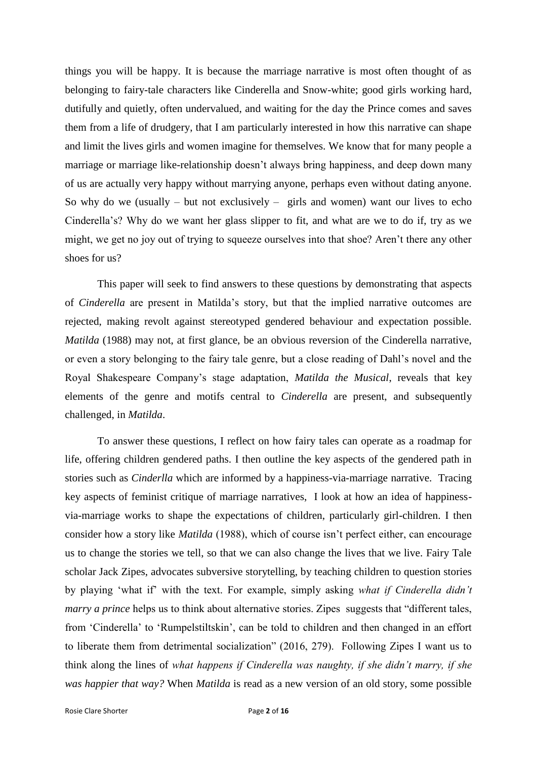things you will be happy. It is because the marriage narrative is most often thought of as belonging to fairy-tale characters like Cinderella and Snow-white; good girls working hard, dutifully and quietly, often undervalued, and waiting for the day the Prince comes and saves them from a life of drudgery, that I am particularly interested in how this narrative can shape and limit the lives girls and women imagine for themselves. We know that for many people a marriage or marriage like-relationship doesn't always bring happiness, and deep down many of us are actually very happy without marrying anyone, perhaps even without dating anyone. So why do we (usually – but not exclusively – girls and women) want our lives to echo Cinderella's? Why do we want her glass slipper to fit, and what are we to do if, try as we might, we get no joy out of trying to squeeze ourselves into that shoe? Aren't there any other shoes for us?

This paper will seek to find answers to these questions by demonstrating that aspects of *Cinderella* are present in Matilda's story, but that the implied narrative outcomes are rejected, making revolt against stereotyped gendered behaviour and expectation possible. *Matilda* (1988) may not, at first glance, be an obvious reversion of the Cinderella narrative, or even a story belonging to the fairy tale genre, but a close reading of Dahl's novel and the Royal Shakespeare Company's stage adaptation, *Matilda the Musical*, reveals that key elements of the genre and motifs central to *Cinderella* are present, and subsequently challenged, in *Matilda*.

To answer these questions, I reflect on how fairy tales can operate as a roadmap for life, offering children gendered paths. I then outline the key aspects of the gendered path in stories such as *Cinderlla* which are informed by a happiness-via-marriage narrative. Tracing key aspects of feminist critique of marriage narratives, I look at how an idea of happiness-via-marriage works to shape the expectations of children, particularly girl-children. I then consider how a story like *Matilda* (1988), which of course isn't perfect either, can encourage us to change the stories we tell, so that we can also change the lives that we live. Fairy Tale scholar Jack Zipes, advocates subversive storytelling, by teaching children to question stories by playing 'what if' with the text. For example, simply asking *what if Cinderella didn't marry a prince* helps us to think about alternative stories. Zipes suggests that "different tales, from 'Cinderella' to 'Rumpelstiltskin', can be told to children and then changed in an effort to liberate them from detrimental socialization" (2016, 279). Following Zipes I want us to think along the lines of *what happens if Cinderella was naughty, if she didn't marry, if she was happier that way?* When *Matilda* is read as a new version of an old story, some possible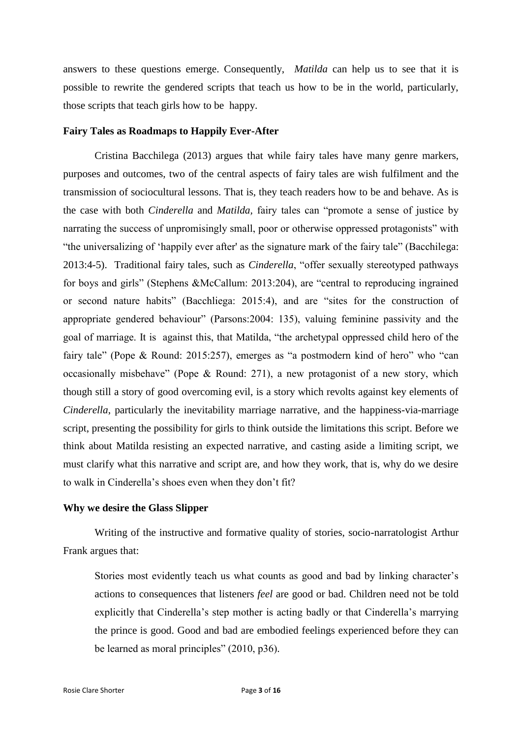answers to these questions emerge. Consequently, *Matilda* can help us to see that it is possible to rewrite the gendered scripts that teach us how to be in the world, particularly, those scripts that teach girls how to be happy.

**Fairy Tales as Roadmaps to Happily Ever-After**

Cristina Bacchilega (2013) argues that while fairy tales have many genre markers, purposes and outcomes, two of the central aspects of fairy tales are wish fulfilment and the transmission of sociocultural lessons. That is, they teach readers how to be and behave. As is the case with both *Cinderella* and *Matilda,* fairy tales can "promote a sense of justice by narrating the success of unpromisingly small, poor or otherwise oppressed protagonists" with "the universalizing of 'happily ever after' as the signature mark of the fairy tale" (Bacchilega: 2013:4-5). Traditional fairy tales, such as *Cinderella*, "offer sexually stereotyped pathways for boys and girls" (Stephens &McCallum: 2013:204), are "central to reproducing ingrained or second nature habits" (Bacchliega: 2015:4), and are "sites for the construction of appropriate gendered behaviour" (Parsons:2004: 135), valuing feminine passivity and the goal of marriage. It is against this, that Matilda, "the archetypal oppressed child hero of the fairy tale" (Pope & Round: 2015:257), emerges as "a postmodern kind of hero" who "can occasionally misbehave" (Pope & Round: 271), a new protagonist of a new story, which though still a story of good overcoming evil, is a story which revolts against key elements of *Cinderella*, particularly the inevitability marriage narrative, and the happiness-via-marriage script, presenting the possibility for girls to think outside the limitations this script. Before we think about Matilda resisting an expected narrative, and casting aside a limiting script, we must clarify what this narrative and script are, and how they work, that is, why do we desire to walk in Cinderella's shoes even when they don't fit?

**Why we desire the Glass Slipper**

Writing of the instructive and formative quality of stories, socio-narratologist Arthur Frank argues that:

> Stories most evidently teach us what counts as good and bad by linking character's actions to consequences that listeners *feel* are good or bad. Children need not be told explicitly that Cinderella's step mother is acting badly or that Cinderella's marrying the prince is good. Good and bad are embodied feelings experienced before they can be learned as moral principles" (2010, p36).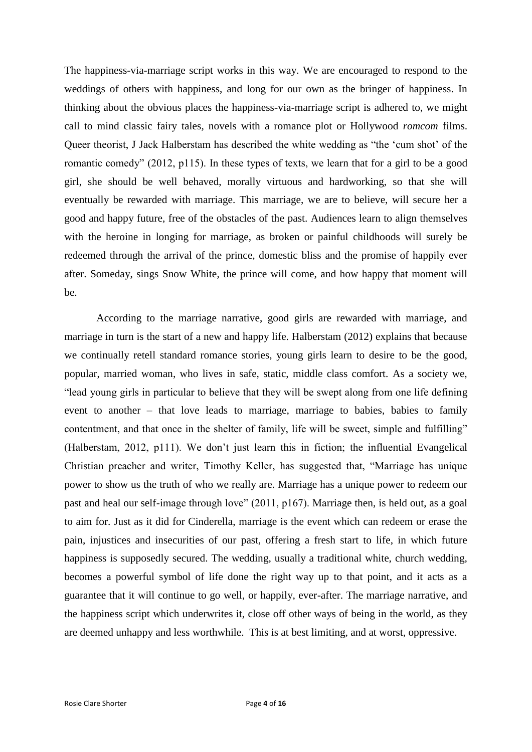The happiness-via-marriage script works in this way. We are encouraged to respond to the weddings of others with happiness, and long for our own as the bringer of happiness. In thinking about the obvious places the happiness-via-marriage script is adhered to, we might call to mind classic fairy tales, novels with a romance plot or Hollywood *romcom* films. Queer theorist, J Jack Halberstam has described the white wedding as "the 'cum shot' of the romantic comedy" (2012, p115). In these types of texts, we learn that for a girl to be a good girl, she should be well behaved, morally virtuous and hardworking, so that she will eventually be rewarded with marriage. This marriage, we are to believe, will secure her a good and happy future, free of the obstacles of the past. Audiences learn to align themselves with the heroine in longing for marriage, as broken or painful childhoods will surely be redeemed through the arrival of the prince, domestic bliss and the promise of happily ever after. Someday, sings Snow White, the prince will come, and how happy that moment will be.

According to the marriage narrative, good girls are rewarded with marriage, and marriage in turn is the start of a new and happy life. Halberstam (2012) explains that because we continually retell standard romance stories, young girls learn to desire to be the good, popular, married woman, who lives in safe, static, middle class comfort. As a society we, "lead young girls in particular to believe that they will be swept along from one life defining event to another – that love leads to marriage, marriage to babies, babies to family contentment, and that once in the shelter of family, life will be sweet, simple and fulfilling" (Halberstam, 2012, p111). We don't just learn this in fiction; the influential Evangelical Christian preacher and writer, Timothy Keller, has suggested that, "Marriage has unique power to show us the truth of who we really are. Marriage has a unique power to redeem our past and heal our self-image through love" (2011, p167). Marriage then, is held out, as a goal to aim for. Just as it did for Cinderella, marriage is the event which can redeem or erase the pain, injustices and insecurities of our past, offering a fresh start to life, in which future happiness is supposedly secured. The wedding, usually a traditional white, church wedding, becomes a powerful symbol of life done the right way up to that point, and it acts as a guarantee that it will continue to go well, or happily, ever-after. The marriage narrative, and the happiness script which underwrites it, close off other ways of being in the world, as they are deemed unhappy and less worthwhile. This is at best limiting, and at worst, oppressive.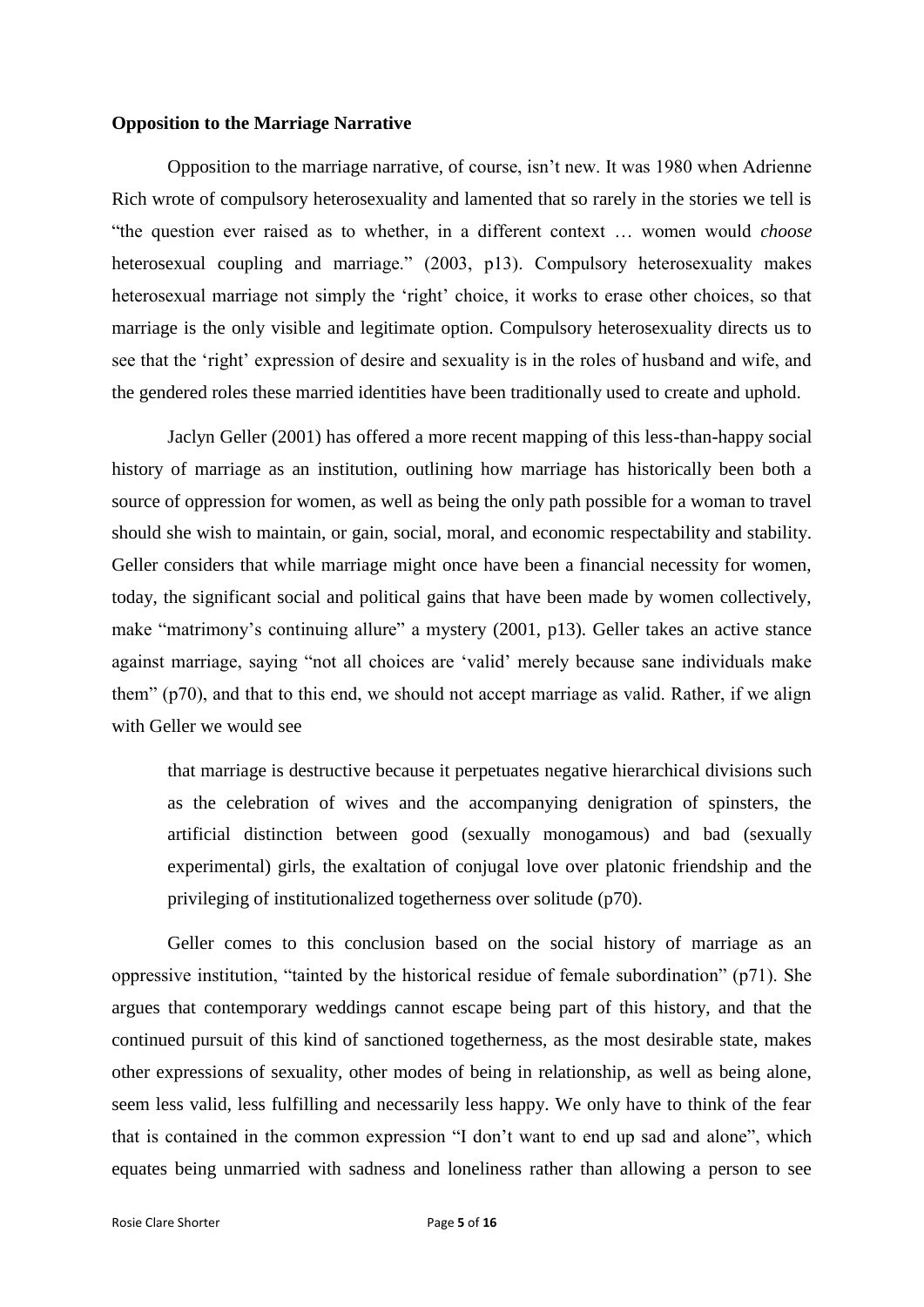**Opposition to the Marriage Narrative**

Opposition to the marriage narrative, of course, isn't new. It was 1980 when Adrienne Rich wrote of compulsory heterosexuality and lamented that so rarely in the stories we tell is "the question ever raised as to whether, in a different context … women would *choose* heterosexual coupling and marriage." (2003, p13). Compulsory heterosexuality makes heterosexual marriage not simply the 'right' choice, it works to erase other choices, so that marriage is the only visible and legitimate option. Compulsory heterosexuality directs us to see that the 'right' expression of desire and sexuality is in the roles of husband and wife, and the gendered roles these married identities have been traditionally used to create and uphold.

Jaclyn Geller (2001) has offered a more recent mapping of this less-than-happy social history of marriage as an institution, outlining how marriage has historically been both a source of oppression for women, as well as being the only path possible for a woman to travel should she wish to maintain, or gain, social, moral, and economic respectability and stability. Geller considers that while marriage might once have been a financial necessity for women, today, the significant social and political gains that have been made by women collectively, make "matrimony's continuing allure" a mystery (2001, p13). Geller takes an active stance against marriage, saying "not all choices are 'valid' merely because sane individuals make them" (p70), and that to this end, we should not accept marriage as valid. Rather, if we align with Geller we would see

> that marriage is destructive because it perpetuates negative hierarchical divisions such as the celebration of wives and the accompanying denigration of spinsters, the artificial distinction between good (sexually monogamous) and bad (sexually experimental) girls, the exaltation of conjugal love over platonic friendship and the privileging of institutionalized togetherness over solitude (p70).

Geller comes to this conclusion based on the social history of marriage as an oppressive institution, "tainted by the historical residue of female subordination" (p71). She argues that contemporary weddings cannot escape being part of this history, and that the continued pursuit of this kind of sanctioned togetherness, as the most desirable state, makes other expressions of sexuality, other modes of being in relationship, as well as being alone, seem less valid, less fulfilling and necessarily less happy. We only have to think of the fear that is contained in the common expression "I don't want to end up sad and alone", which equates being unmarried with sadness and loneliness rather than allowing a person to see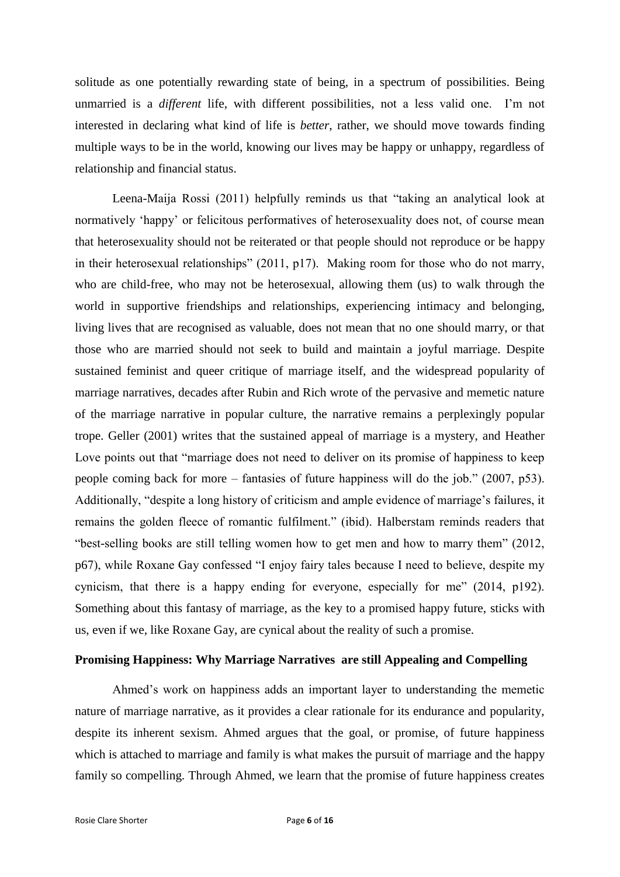solitude as one potentially rewarding state of being, in a spectrum of possibilities. Being unmarried is a *different* life, with different possibilities, not a less valid one. I'm not interested in declaring what kind of life is *better*, rather, we should move towards finding multiple ways to be in the world, knowing our lives may be happy or unhappy, regardless of relationship and financial status.

Leena-Maija Rossi (2011) helpfully reminds us that "taking an analytical look at normatively 'happy' or felicitous performatives of heterosexuality does not, of course mean that heterosexuality should not be reiterated or that people should not reproduce or be happy in their heterosexual relationships" (2011, p17). Making room for those who do not marry, who are child-free, who may not be heterosexual, allowing them (us) to walk through the world in supportive friendships and relationships, experiencing intimacy and belonging, living lives that are recognised as valuable, does not mean that no one should marry, or that those who are married should not seek to build and maintain a joyful marriage. Despite sustained feminist and queer critique of marriage itself, and the widespread popularity of marriage narratives, decades after Rubin and Rich wrote of the pervasive and memetic nature of the marriage narrative in popular culture, the narrative remains a perplexingly popular trope. Geller (2001) writes that the sustained appeal of marriage is a mystery, and Heather Love points out that "marriage does not need to deliver on its promise of happiness to keep people coming back for more – fantasies of future happiness will do the job." (2007, p53). Additionally, "despite a long history of criticism and ample evidence of marriage's failures, it remains the golden fleece of romantic fulfilment." (ibid). Halberstam reminds readers that "best-selling books are still telling women how to get men and how to marry them" (2012, p67), while Roxane Gay confessed "I enjoy fairy tales because I need to believe, despite my cynicism, that there is a happy ending for everyone, especially for me" (2014, p192). Something about this fantasy of marriage, as the key to a promised happy future, sticks with us, even if we, like Roxane Gay, are cynical about the reality of such a promise.

**Promising Happiness: Why Marriage Narratives are still Appealing and Compelling**

Ahmed's work on happiness adds an important layer to understanding the memetic nature of marriage narrative, as it provides a clear rationale for its endurance and popularity, despite its inherent sexism. Ahmed argues that the goal, or promise, of future happiness which is attached to marriage and family is what makes the pursuit of marriage and the happy family so compelling. Through Ahmed, we learn that the promise of future happiness creates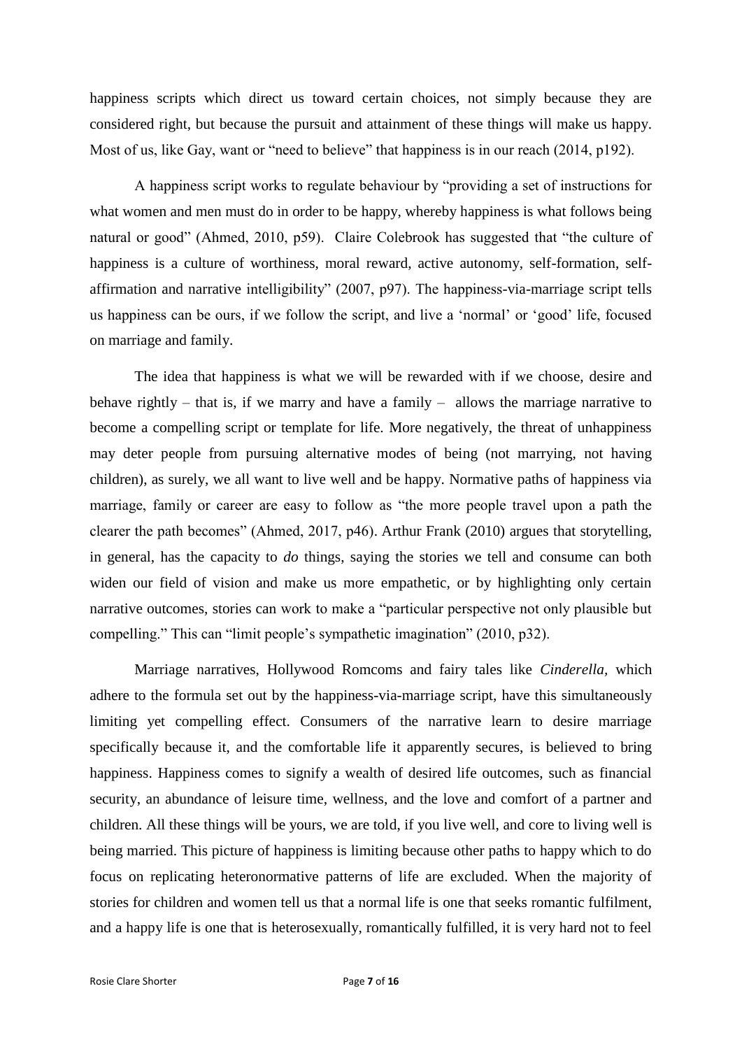happiness scripts which direct us toward certain choices, not simply because they are considered right, but because the pursuit and attainment of these things will make us happy. Most of us, like Gay, want or "need to believe" that happiness is in our reach (2014, p192).

A happiness script works to regulate behaviour by "providing a set of instructions for what women and men must do in order to be happy, whereby happiness is what follows being natural or good" (Ahmed, 2010, p59). Claire Colebrook has suggested that "the culture of happiness is a culture of worthiness, moral reward, active autonomy, self-formation, self-affirmation and narrative intelligibility" (2007, p97). The happiness-via-marriage script tells us happiness can be ours, if we follow the script, and live a 'normal' or 'good' life, focused on marriage and family.

The idea that happiness is what we will be rewarded with if we choose, desire and behave rightly – that is, if we marry and have a family – allows the marriage narrative to become a compelling script or template for life. More negatively, the threat of unhappiness may deter people from pursuing alternative modes of being (not marrying, not having children), as surely, we all want to live well and be happy. Normative paths of happiness via marriage, family or career are easy to follow as "the more people travel upon a path the clearer the path becomes" (Ahmed, 2017, p46). Arthur Frank (2010) argues that storytelling, in general, has the capacity to *do* things, saying the stories we tell and consume can both widen our field of vision and make us more empathetic, or by highlighting only certain narrative outcomes, stories can work to make a "particular perspective not only plausible but compelling." This can "limit people's sympathetic imagination" (2010, p32).

Marriage narratives, Hollywood Romcoms and fairy tales like *Cinderella*, which adhere to the formula set out by the happiness-via-marriage script, have this simultaneously limiting yet compelling effect. Consumers of the narrative learn to desire marriage specifically because it, and the comfortable life it apparently secures, is believed to bring happiness. Happiness comes to signify a wealth of desired life outcomes, such as financial security, an abundance of leisure time, wellness, and the love and comfort of a partner and children. All these things will be yours, we are told, if you live well, and core to living well is being married. This picture of happiness is limiting because other paths to happy which to do focus on replicating heteronormative patterns of life are excluded. When the majority of stories for children and women tell us that a normal life is one that seeks romantic fulfilment, and a happy life is one that is heterosexually, romantically fulfilled, it is very hard not to feel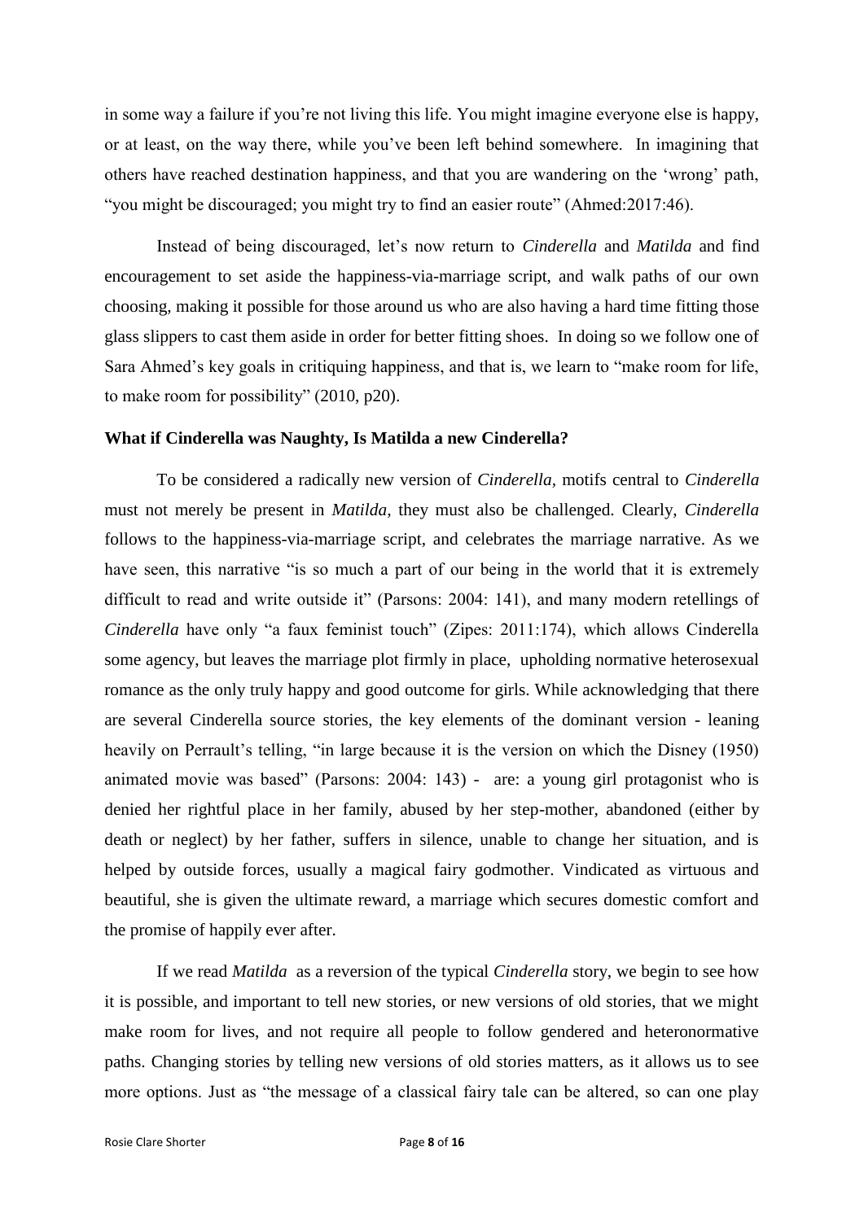in some way a failure if you're not living this life. You might imagine everyone else is happy, or at least, on the way there, while you've been left behind somewhere. In imagining that others have reached destination happiness, and that you are wandering on the 'wrong' path, "you might be discouraged; you might try to find an easier route" (Ahmed:2017:46).

Instead of being discouraged, let's now return to *Cinderella* and *Matilda* and find encouragement to set aside the happiness-via-marriage script, and walk paths of our own choosing, making it possible for those around us who are also having a hard time fitting those glass slippers to cast them aside in order for better fitting shoes. In doing so we follow one of Sara Ahmed's key goals in critiquing happiness, and that is, we learn to "make room for life, to make room for possibility" (2010, p20).

**What if Cinderella was Naughty, Is Matilda a new Cinderella?**

To be considered a radically new version of *Cinderella,* motifs central to *Cinderella* must not merely be present in *Matilda,* they must also be challenged. Clearly, *Cinderella* follows to the happiness-via-marriage script, and celebrates the marriage narrative. As we have seen, this narrative "is so much a part of our being in the world that it is extremely difficult to read and write outside it" (Parsons: 2004: 141), and many modern retellings of *Cinderella* have only "a faux feminist touch" (Zipes: 2011:174), which allows Cinderella some agency, but leaves the marriage plot firmly in place, upholding normative heterosexual romance as the only truly happy and good outcome for girls. While acknowledging that there are several Cinderella source stories, the key elements of the dominant version - leaning heavily on Perrault's telling, "in large because it is the version on which the Disney (1950) animated movie was based" (Parsons: 2004: 143) - are: a young girl protagonist who is denied her rightful place in her family, abused by her step-mother, abandoned (either by death or neglect) by her father, suffers in silence, unable to change her situation, and is helped by outside forces, usually a magical fairy godmother. Vindicated as virtuous and beautiful, she is given the ultimate reward, a marriage which secures domestic comfort and the promise of happily ever after.

If we read *Matilda* as a reversion of the typical *Cinderella* story, we begin to see how it is possible, and important to tell new stories, or new versions of old stories, that we might make room for lives, and not require all people to follow gendered and heteronormative paths. Changing stories by telling new versions of old stories matters, as it allows us to see more options. Just as "the message of a classical fairy tale can be altered, so can one play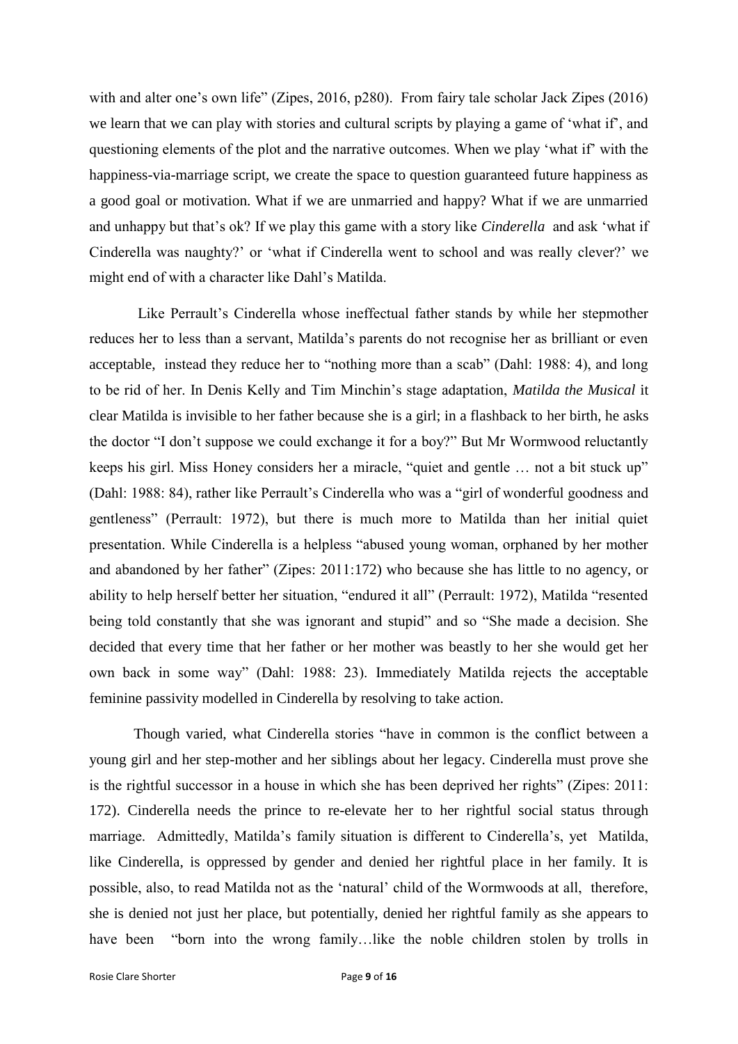with and alter one's own life" (Zipes, 2016, p280). From fairy tale scholar Jack Zipes (2016) we learn that we can play with stories and cultural scripts by playing a game of 'what if', and questioning elements of the plot and the narrative outcomes. When we play 'what if' with the happiness-via-marriage script, we create the space to question guaranteed future happiness as a good goal or motivation. What if we are unmarried and happy? What if we are unmarried and unhappy but that's ok? If we play this game with a story like *Cinderella* and ask 'what if Cinderella was naughty?' or 'what if Cinderella went to school and was really clever?' we might end of with a character like Dahl's Matilda.

Like Perrault's Cinderella whose ineffectual father stands by while her stepmother reduces her to less than a servant, Matilda's parents do not recognise her as brilliant or even acceptable, instead they reduce her to "nothing more than a scab" (Dahl: 1988: 4), and long to be rid of her. In Denis Kelly and Tim Minchin's stage adaptation, *Matilda the Musical* it clear Matilda is invisible to her father because she is a girl; in a flashback to her birth, he asks the doctor "I don't suppose we could exchange it for a boy?" But Mr Wormwood reluctantly keeps his girl. Miss Honey considers her a miracle, "quiet and gentle … not a bit stuck up" (Dahl: 1988: 84), rather like Perrault's Cinderella who was a "girl of wonderful goodness and gentleness" (Perrault: 1972), but there is much more to Matilda than her initial quiet presentation. While Cinderella is a helpless "abused young woman, orphaned by her mother and abandoned by her father" (Zipes: 2011:172) who because she has little to no agency, or ability to help herself better her situation, "endured it all" (Perrault: 1972), Matilda "resented being told constantly that she was ignorant and stupid" and so "She made a decision. She decided that every time that her father or her mother was beastly to her she would get her own back in some way" (Dahl: 1988: 23). Immediately Matilda rejects the acceptable feminine passivity modelled in Cinderella by resolving to take action.

Though varied, what Cinderella stories "have in common is the conflict between a young girl and her step-mother and her siblings about her legacy. Cinderella must prove she is the rightful successor in a house in which she has been deprived her rights" (Zipes: 2011: 172). Cinderella needs the prince to re-elevate her to her rightful social status through marriage. Admittedly, Matilda's family situation is different to Cinderella's, yet Matilda, like Cinderella, is oppressed by gender and denied her rightful place in her family. It is possible, also, to read Matilda not as the 'natural' child of the Wormwoods at all, therefore, she is denied not just her place, but potentially, denied her rightful family as she appears to have been "born into the wrong family…like the noble children stolen by trolls in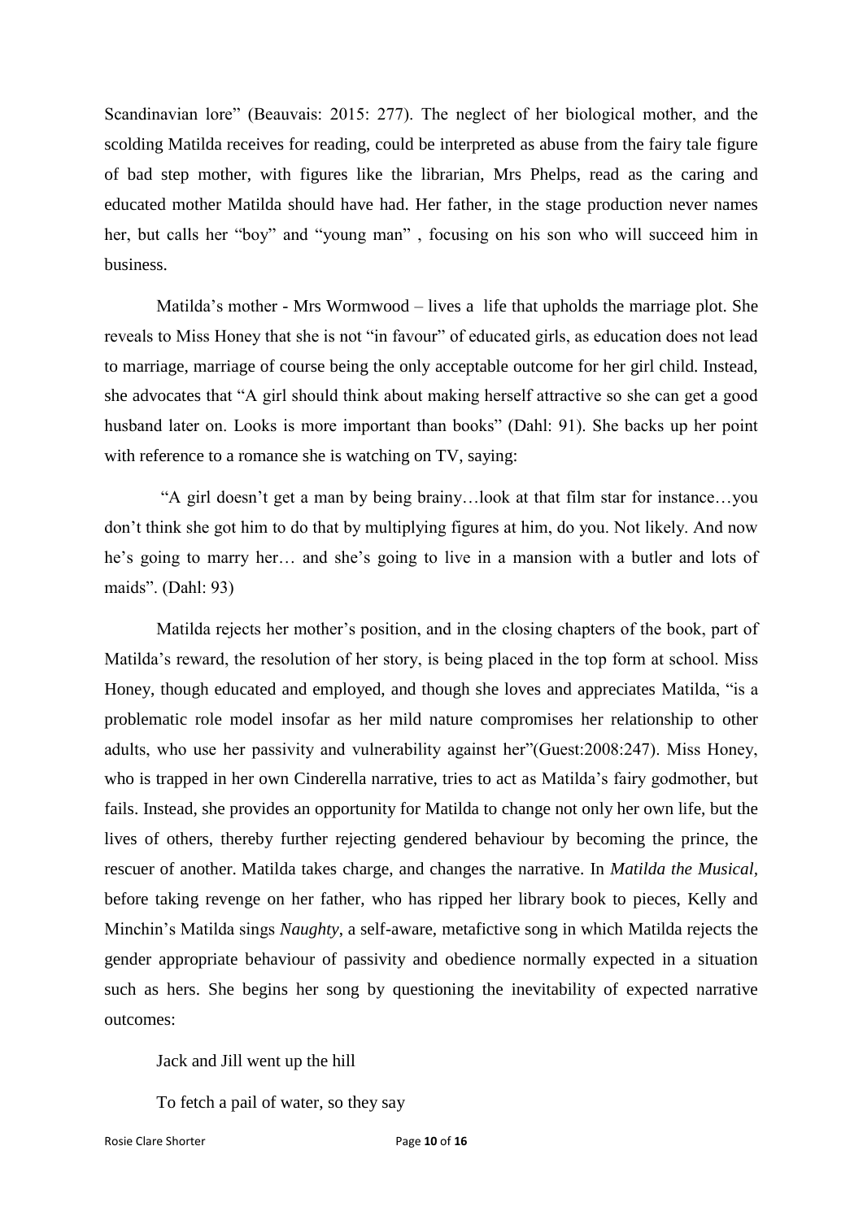Scandinavian lore" (Beauvais: 2015: 277). The neglect of her biological mother, and the scolding Matilda receives for reading, could be interpreted as abuse from the fairy tale figure of bad step mother, with figures like the librarian, Mrs Phelps, read as the caring and educated mother Matilda should have had. Her father, in the stage production never names her, but calls her "boy" and "young man" , focusing on his son who will succeed him in business.

Matilda's mother - Mrs Wormwood – lives a life that upholds the marriage plot. She reveals to Miss Honey that she is not "in favour" of educated girls, as education does not lead to marriage, marriage of course being the only acceptable outcome for her girl child. Instead, she advocates that "A girl should think about making herself attractive so she can get a good husband later on. Looks is more important than books" (Dahl: 91). She backs up her point with reference to a romance she is watching on TV, saying:

"A girl doesn't get a man by being brainy…look at that film star for instance…you don't think she got him to do that by multiplying figures at him, do you. Not likely. And now he's going to marry her… and she's going to live in a mansion with a butler and lots of maids". (Dahl: 93)

Matilda rejects her mother's position, and in the closing chapters of the book, part of Matilda's reward, the resolution of her story, is being placed in the top form at school. Miss Honey, though educated and employed, and though she loves and appreciates Matilda, "is a problematic role model insofar as her mild nature compromises her relationship to other adults, who use her passivity and vulnerability against her"(Guest:2008:247). Miss Honey, who is trapped in her own Cinderella narrative, tries to act as Matilda's fairy godmother, but fails. Instead, she provides an opportunity for Matilda to change not only her own life, but the lives of others, thereby further rejecting gendered behaviour by becoming the prince, the rescuer of another. Matilda takes charge, and changes the narrative. In *Matilda the Musical*, before taking revenge on her father, who has ripped her library book to pieces, Kelly and Minchin's Matilda sings *Naughty*, a self-aware, metafictive song in which Matilda rejects the gender appropriate behaviour of passivity and obedience normally expected in a situation such as hers. She begins her song by questioning the inevitability of expected narrative outcomes:

Jack and Jill went up the hill

To fetch a pail of water, so they say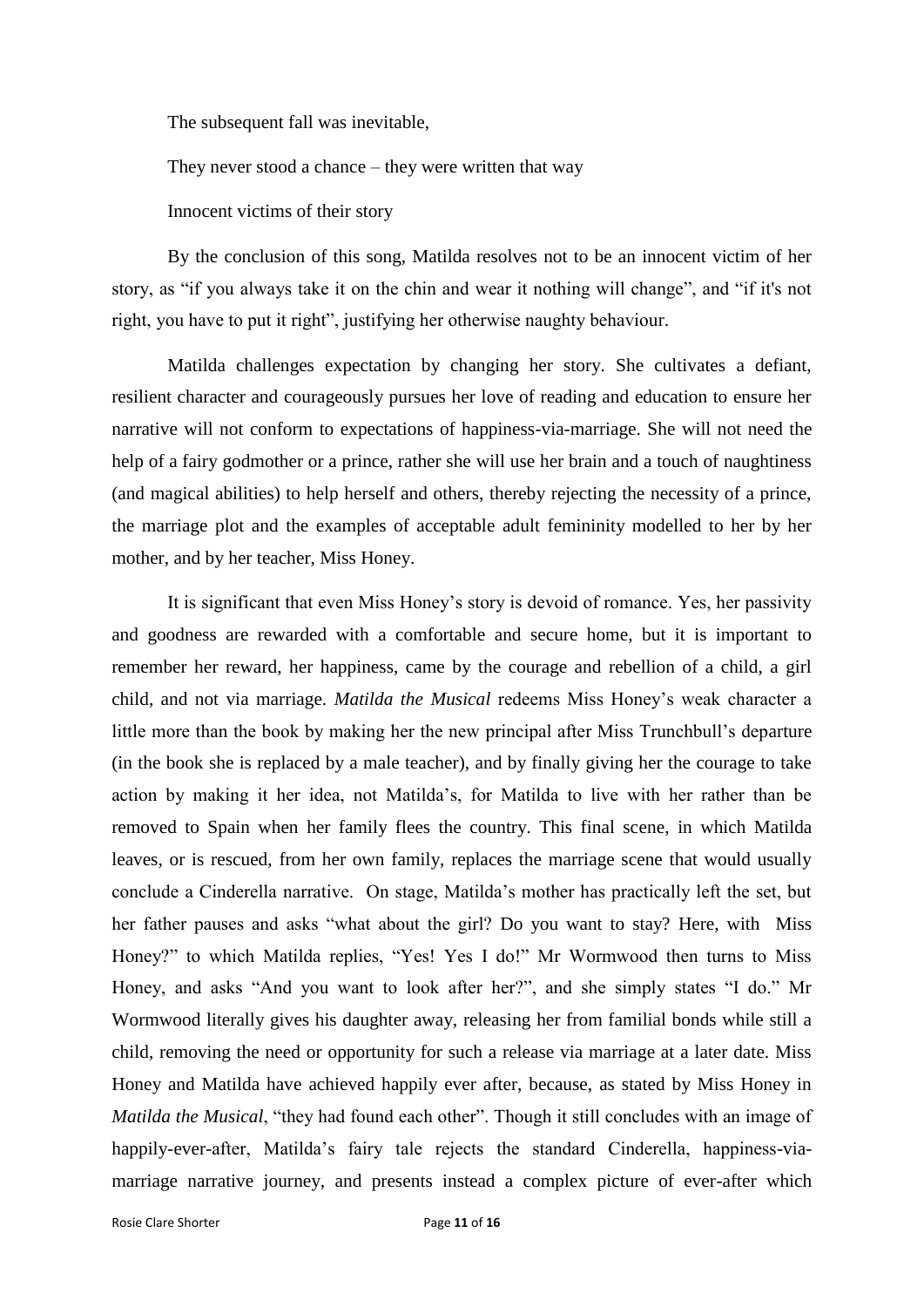The subsequent fall was inevitable,

They never stood a chance – they were written that way

Innocent victims of their story

By the conclusion of this song, Matilda resolves not to be an innocent victim of her story, as "if you always take it on the chin and wear it nothing will change", and "if it's not right, you have to put it right", justifying her otherwise naughty behaviour.

Matilda challenges expectation by changing her story. She cultivates a defiant, resilient character and courageously pursues her love of reading and education to ensure her narrative will not conform to expectations of happiness-via-marriage. She will not need the help of a fairy godmother or a prince, rather she will use her brain and a touch of naughtiness (and magical abilities) to help herself and others, thereby rejecting the necessity of a prince, the marriage plot and the examples of acceptable adult femininity modelled to her by her mother, and by her teacher, Miss Honey.

It is significant that even Miss Honey's story is devoid of romance. Yes, her passivity and goodness are rewarded with a comfortable and secure home, but it is important to remember her reward, her happiness, came by the courage and rebellion of a child, a girl child, and not via marriage. *Matilda the Musical* redeems Miss Honey's weak character a little more than the book by making her the new principal after Miss Trunchbull's departure (in the book she is replaced by a male teacher), and by finally giving her the courage to take action by making it her idea, not Matilda's, for Matilda to live with her rather than be removed to Spain when her family flees the country. This final scene, in which Matilda leaves, or is rescued, from her own family, replaces the marriage scene that would usually conclude a Cinderella narrative. On stage, Matilda's mother has practically left the set, but her father pauses and asks "what about the girl? Do you want to stay? Here, with Miss Honey?" to which Matilda replies, "Yes! Yes I do!" Mr Wormwood then turns to Miss Honey, and asks "And you want to look after her?", and she simply states "I do." Mr Wormwood literally gives his daughter away, releasing her from familial bonds while still a child, removing the need or opportunity for such a release via marriage at a later date. Miss Honey and Matilda have achieved happily ever after, because, as stated by Miss Honey in *Matilda the Musical*, "they had found each other". Though it still concludes with an image of happily-ever-after, Matilda's fairy tale rejects the standard Cinderella, happiness-via-marriage narrative journey, and presents instead a complex picture of ever-after which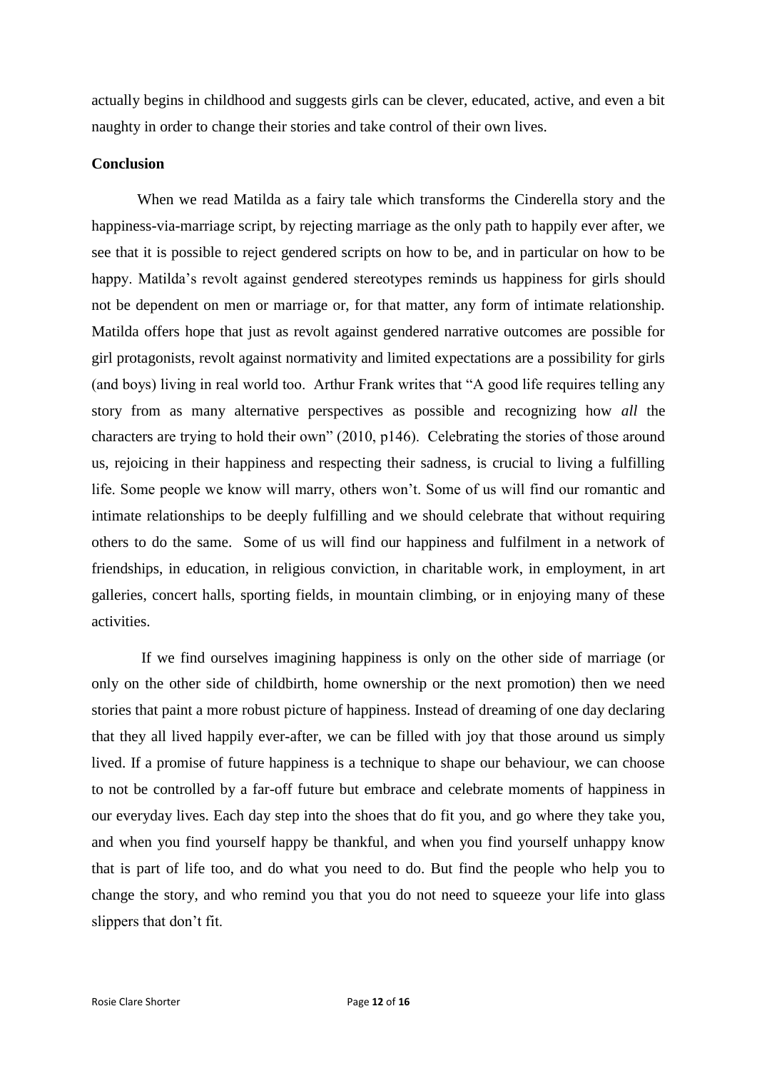actually begins in childhood and suggests girls can be clever, educated, active, and even a bit naughty in order to change their stories and take control of their own lives.

**Conclusion**

When we read Matilda as a fairy tale which transforms the Cinderella story and the happiness-via-marriage script, by rejecting marriage as the only path to happily ever after, we see that it is possible to reject gendered scripts on how to be, and in particular on how to be happy. Matilda's revolt against gendered stereotypes reminds us happiness for girls should not be dependent on men or marriage or, for that matter, any form of intimate relationship. Matilda offers hope that just as revolt against gendered narrative outcomes are possible for girl protagonists, revolt against normativity and limited expectations are a possibility for girls (and boys) living in real world too. Arthur Frank writes that "A good life requires telling any story from as many alternative perspectives as possible and recognizing how *all* the characters are trying to hold their own" (2010, p146). Celebrating the stories of those around us, rejoicing in their happiness and respecting their sadness, is crucial to living a fulfilling life. Some people we know will marry, others won't. Some of us will find our romantic and intimate relationships to be deeply fulfilling and we should celebrate that without requiring others to do the same. Some of us will find our happiness and fulfilment in a network of friendships, in education, in religious conviction, in charitable work, in employment, in art galleries, concert halls, sporting fields, in mountain climbing, or in enjoying many of these activities.

If we find ourselves imagining happiness is only on the other side of marriage (or only on the other side of childbirth, home ownership or the next promotion) then we need stories that paint a more robust picture of happiness. Instead of dreaming of one day declaring that they all lived happily ever-after, we can be filled with joy that those around us simply lived. If a promise of future happiness is a technique to shape our behaviour, we can choose to not be controlled by a far-off future but embrace and celebrate moments of happiness in our everyday lives. Each day step into the shoes that do fit you, and go where they take you, and when you find yourself happy be thankful, and when you find yourself unhappy know that is part of life too, and do what you need to do. But find the people who help you to change the story, and who remind you that you do not need to squeeze your life into glass slippers that don't fit.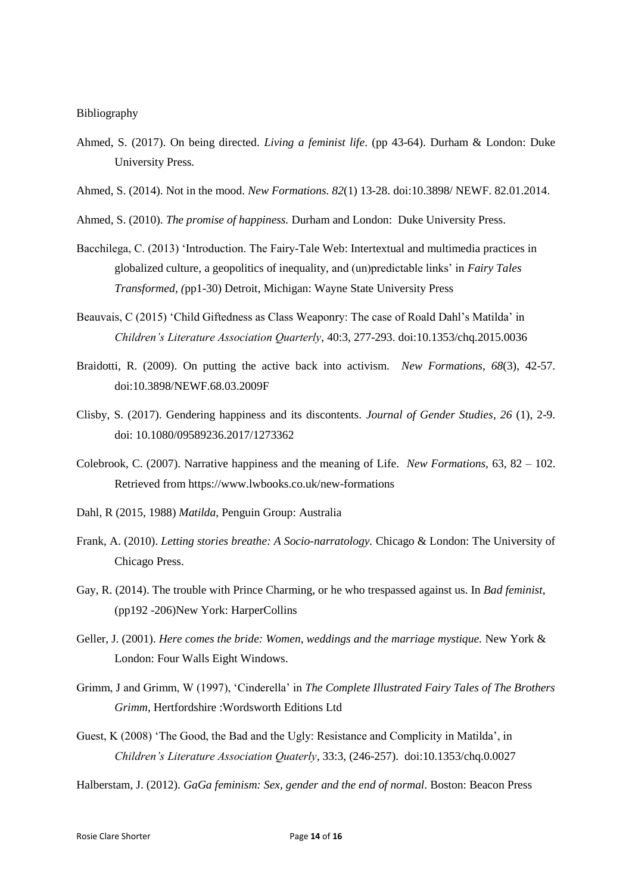Bibliography

Ahmed, S. (2017). On being directed. *Living a feminist life*. (pp 43-64). Durham & London: Duke University Press.

Ahmed, S. (2014). Not in the mood. *New Formations. 82*(1) 13-28. doi:10.3898/ NEWF. 82.01.2014.

Ahmed, S. (2010). *The promise of happiness.* Durham and London: Duke University Press.

Bacchilega, C. (2013) 'Introduction. The Fairy-Tale Web: Intertextual and multimedia practices in globalized culture, a geopolitics of inequality, and (un)predictable links' in *Fairy Tales Transformed, (*pp1-30) Detroit, Michigan: Wayne State University Press

Beauvais, C (2015) 'Child Giftedness as Class Weaponry: The case of Roald Dahl's Matilda' in *Children's Literature Association Quarterly*, 40:3, 277-293. doi:10.1353/chq.2015.0036

Braidotti, R. (2009). On putting the active back into activism. *New Formations, 68*(3), 42-57. doi:10.3898/NEWF.68.03.2009F

Clisby, S. (2017). Gendering happiness and its discontents. *Journal of Gender Studies*, *26* (1), 2-9. doi: 10.1080/09589236.2017/1273362

Colebrook, C. (2007). Narrative happiness and the meaning of Life. *New Formations,* 63, 82 – 102. Retrieved from https://www.lwbooks.co.uk/new-formations

Dahl, R (2015, 1988) *Matilda*, Penguin Group: Australia

Frank, A. (2010). *Letting stories breathe: A Socio-narratology.* Chicago & London: The University of Chicago Press.

Gay, R. (2014). The trouble with Prince Charming, or he who trespassed against us. In *Bad feminist*, (pp192 -206)New York: HarperCollins

Geller, J. (2001). *Here comes the bride: Women, weddings and the marriage mystique.* New York & London: Four Walls Eight Windows.

Grimm, J and Grimm, W (1997), 'Cinderella' in *The Complete Illustrated Fairy Tales of The Brothers Grimm*, Hertfordshire :Wordsworth Editions Ltd

Guest, K (2008) 'The Good, the Bad and the Ugly: Resistance and Complicity in Matilda', in *Children's Literature Association Quaterly*, 33:3, (246-257). doi:10.1353/chq.0.0027

Halberstam, J. (2012). *GaGa feminism: Sex, gender and the end of normal*. Boston: Beacon Press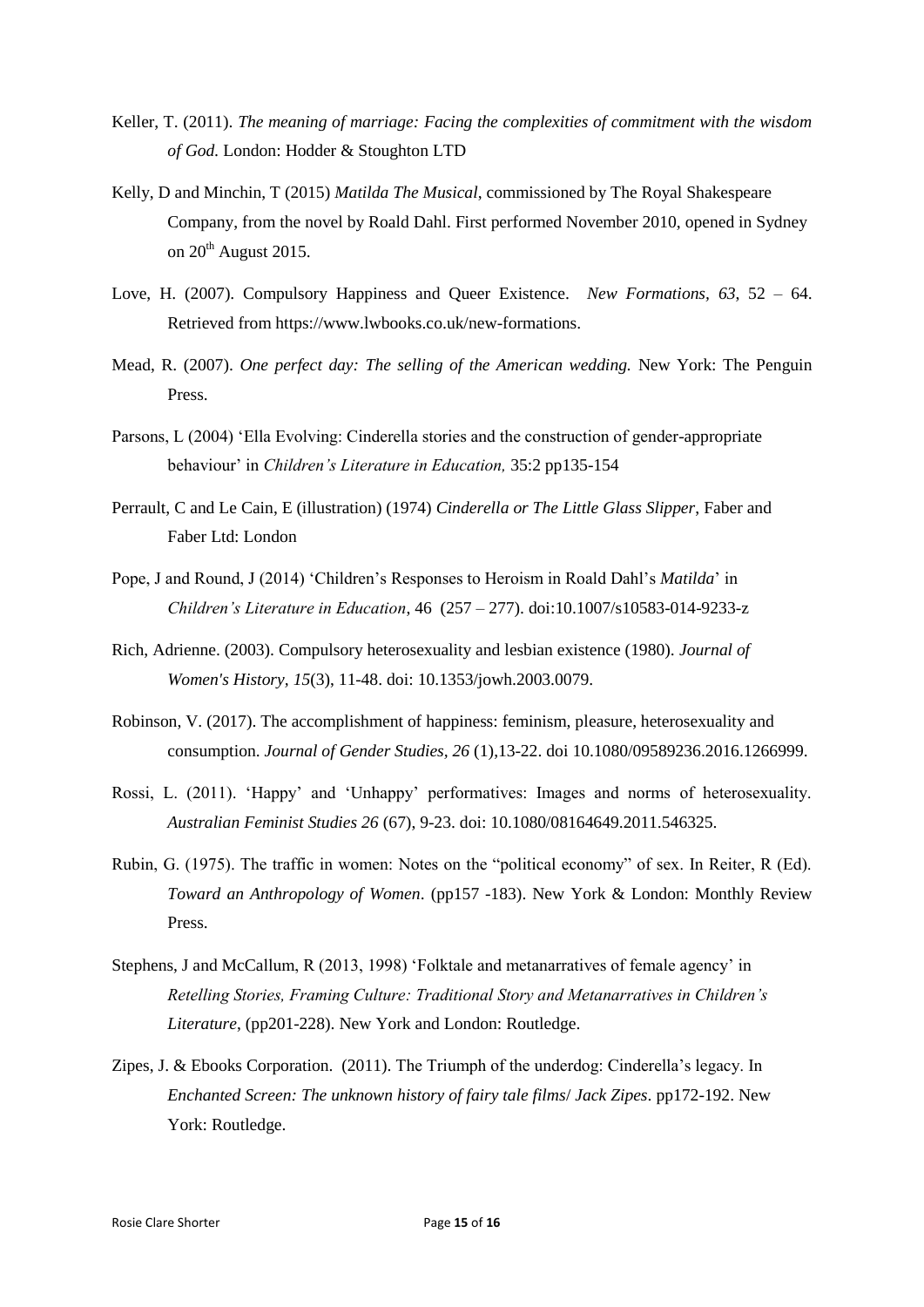Keller, T. (2011). *The meaning of marriage: Facing the complexities of commitment with the wisdom of God.* London: Hodder & Stoughton LTD

Kelly, D and Minchin, T (2015) *Matilda The Musical*, commissioned by The Royal Shakespeare Company, from the novel by Roald Dahl. First performed November 2010, opened in Sydney on 20th August 2015.

Love, H. (2007). Compulsory Happiness and Queer Existence. *New Formations, 63*, 52 – 64. Retrieved from https://www.lwbooks.co.uk/new-formations.

Mead, R. (2007). *One perfect day: The selling of the American wedding.* New York: The Penguin Press.

Parsons, L (2004) 'Ella Evolving: Cinderella stories and the construction of gender-appropriate behaviour' in *Children's Literature in Education,* 35:2 pp135-154

Perrault, C and Le Cain, E (illustration) (1974) *Cinderella or The Little Glass Slipper*, Faber and Faber Ltd: London

Pope, J and Round, J (2014) 'Children's Responses to Heroism in Roald Dahl's *Matilda*' in *Children's Literature in Education*, 46 (257 – 277). doi:10.1007/s10583-014-9233-z

Rich, Adrienne. (2003). Compulsory heterosexuality and lesbian existence (1980). *Journal of Women's History, 15*(3), 11-48. doi: 10.1353/jowh.2003.0079.

Robinson, V. (2017). The accomplishment of happiness: feminism, pleasure, heterosexuality and consumption. *Journal of Gender Studies, 26* (1),13-22. doi 10.1080/09589236.2016.1266999.

Rossi, L. (2011). 'Happy' and 'Unhappy' performatives: Images and norms of heterosexuality. *Australian Feminist Studies 26* (67), 9-23. doi: 10.1080/08164649.2011.546325.

Rubin, G. (1975). The traffic in women: Notes on the "political economy" of sex. In Reiter, R (Ed). *Toward an Anthropology of Women*. (pp157 -183). New York & London: Monthly Review Press.

Stephens, J and McCallum, R (2013, 1998) 'Folktale and metanarratives of female agency' in *Retelling Stories, Framing Culture: Traditional Story and Metanarratives in Children's Literature*, (pp201-228). New York and London: Routledge.

Zipes, J. & Ebooks Corporation. (2011). The Triumph of the underdog: Cinderella's legacy. In *Enchanted Screen: The unknown history of fairy tale films*/ *Jack Zipes*. pp172-192. New York: Routledge.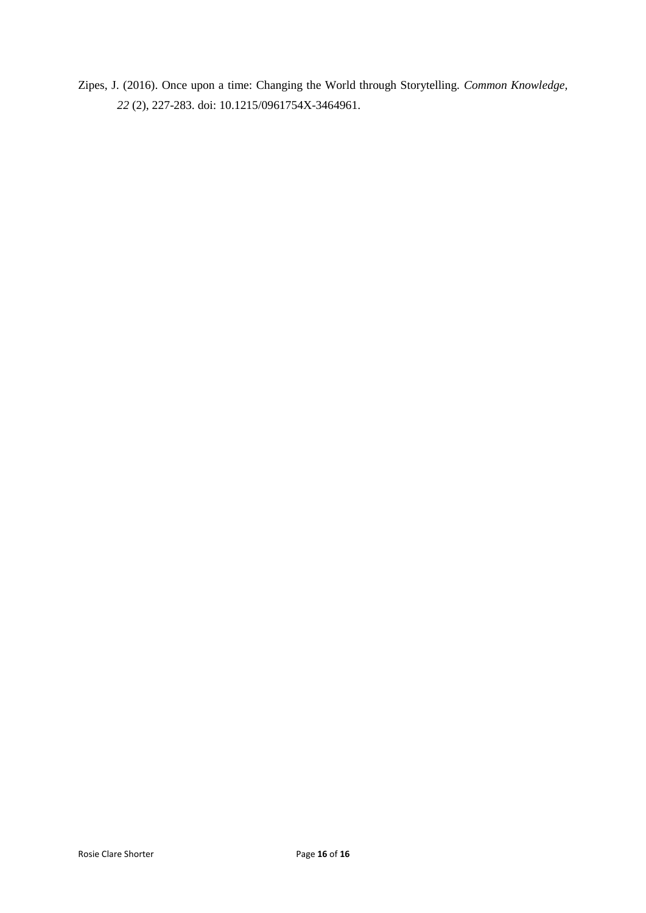Zipes, J. (2016). Once upon a time: Changing the World through Storytelling. *Common Knowledge, 22* (2), 227-283. doi: 10.1215/0961754X-3464961.